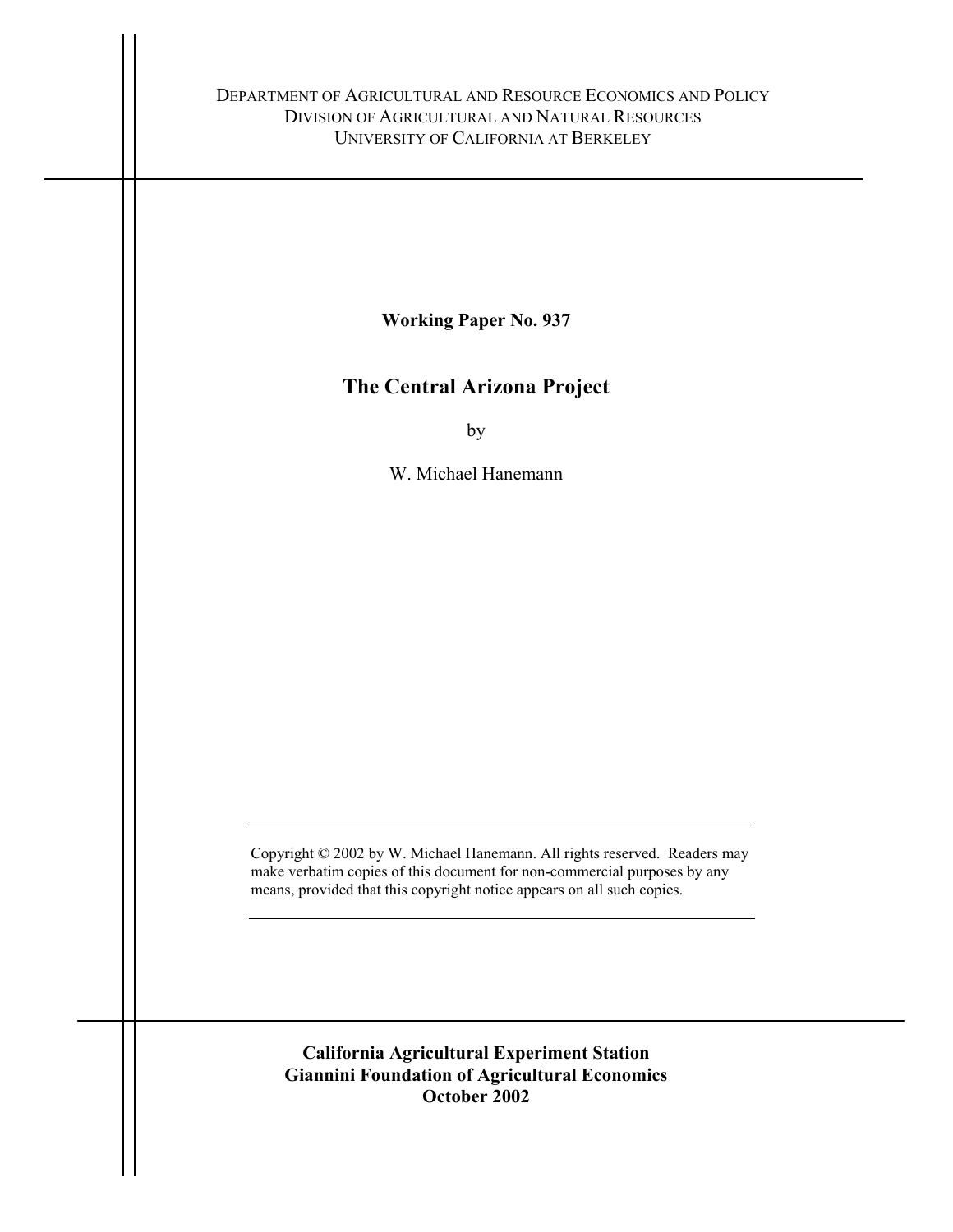DEPARTMENT OF AGRICULTURAL AND RESOURCE ECONOMICS AND POLICY
DIVISION OF AGRICULTURAL AND NATURAL RESOURCES
UNIVERSITY OF CALIFORNIA AT BERKELEY

**Working Paper No. 937**

# The Central Arizona Project

by

W. Michael Hanemann

Copyright © 2002 by W. Michael Hanemann. All rights reserved. Readers may make verbatim copies of this document for non-commercial purposes by any means, provided that this copyright notice appears on all such copies.

**California Agricultural Experiment Station**
**Giannini Foundation of Agricultural Economics**
**October 2002**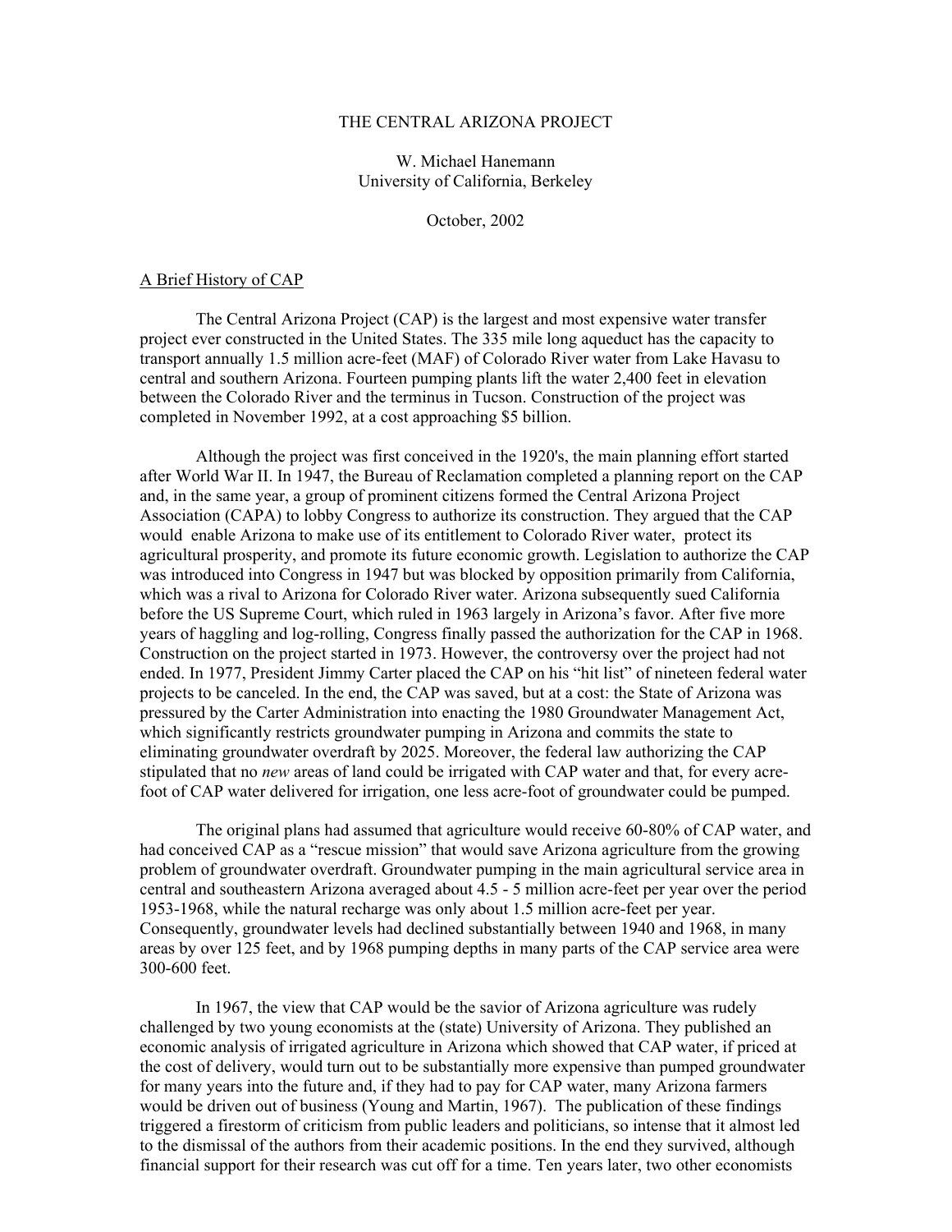THE CENTRAL ARIZONA PROJECT

W. Michael Hanemann
University of California, Berkeley

October, 2002

## A Brief History of CAP

The Central Arizona Project (CAP) is the largest and most expensive water transfer project ever constructed in the United States. The 335 mile long aqueduct has the capacity to transport annually 1.5 million acre-feet (MAF) of Colorado River water from Lake Havasu to central and southern Arizona. Fourteen pumping plants lift the water 2,400 feet in elevation between the Colorado River and the terminus in Tucson. Construction of the project was completed in November 1992, at a cost approaching $5 billion.

Although the project was first conceived in the 1920's, the main planning effort started after World War II. In 1947, the Bureau of Reclamation completed a planning report on the CAP and, in the same year, a group of prominent citizens formed the Central Arizona Project Association (CAPA) to lobby Congress to authorize its construction. They argued that the CAP would enable Arizona to make use of its entitlement to Colorado River water, protect its agricultural prosperity, and promote its future economic growth. Legislation to authorize the CAP was introduced into Congress in 1947 but was blocked by opposition primarily from California, which was a rival to Arizona for Colorado River water. Arizona subsequently sued California before the US Supreme Court, which ruled in 1963 largely in Arizona's favor. After five more years of haggling and log-rolling, Congress finally passed the authorization for the CAP in 1968. Construction on the project started in 1973. However, the controversy over the project had not ended. In 1977, President Jimmy Carter placed the CAP on his "hit list" of nineteen federal water projects to be canceled. In the end, the CAP was saved, but at a cost: the State of Arizona was pressured by the Carter Administration into enacting the 1980 Groundwater Management Act, which significantly restricts groundwater pumping in Arizona and commits the state to eliminating groundwater overdraft by 2025. Moreover, the federal law authorizing the CAP stipulated that no *new* areas of land could be irrigated with CAP water and that, for every acre-foot of CAP water delivered for irrigation, one less acre-foot of groundwater could be pumped.

The original plans had assumed that agriculture would receive 60-80% of CAP water, and had conceived CAP as a "rescue mission" that would save Arizona agriculture from the growing problem of groundwater overdraft. Groundwater pumping in the main agricultural service area in central and southeastern Arizona averaged about 4.5 - 5 million acre-feet per year over the period 1953-1968, while the natural recharge was only about 1.5 million acre-feet per year. Consequently, groundwater levels had declined substantially between 1940 and 1968, in many areas by over 125 feet, and by 1968 pumping depths in many parts of the CAP service area were 300-600 feet.

In 1967, the view that CAP would be the savior of Arizona agriculture was rudely challenged by two young economists at the (state) University of Arizona. They published an economic analysis of irrigated agriculture in Arizona which showed that CAP water, if priced at the cost of delivery, would turn out to be substantially more expensive than pumped groundwater for many years into the future and, if they had to pay for CAP water, many Arizona farmers would be driven out of business (Young and Martin, 1967). The publication of these findings triggered a firestorm of criticism from public leaders and politicians, so intense that it almost led to the dismissal of the authors from their academic positions. In the end they survived, although financial support for their research was cut off for a time. Ten years later, two other economists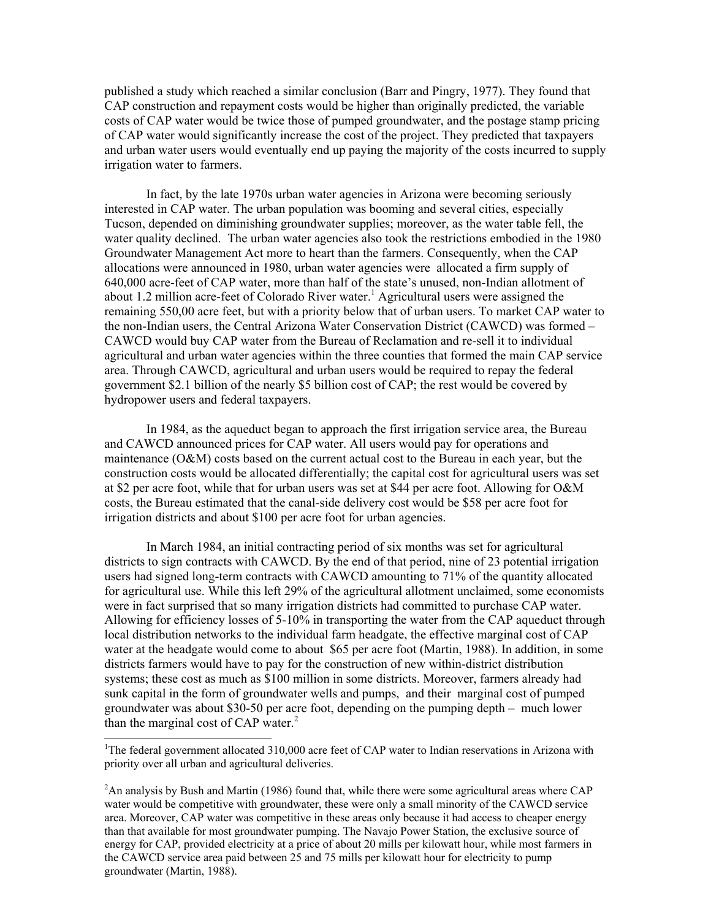published a study which reached a similar conclusion (Barr and Pingry, 1977). They found that CAP construction and repayment costs would be higher than originally predicted, the variable costs of CAP water would be twice those of pumped groundwater, and the postage stamp pricing of CAP water would significantly increase the cost of the project. They predicted that taxpayers and urban water users would eventually end up paying the majority of the costs incurred to supply irrigation water to farmers.

In fact, by the late 1970s urban water agencies in Arizona were becoming seriously interested in CAP water. The urban population was booming and several cities, especially Tucson, depended on diminishing groundwater supplies; moreover, as the water table fell, the water quality declined. The urban water agencies also took the restrictions embodied in the 1980 Groundwater Management Act more to heart than the farmers. Consequently, when the CAP allocations were announced in 1980, urban water agencies were allocated a firm supply of 640,000 acre-feet of CAP water, more than half of the state's unused, non-Indian allotment of about 1.2 million acre-feet of Colorado River water.[1] Agricultural users were assigned the remaining 550,00 acre feet, but with a priority below that of urban users. To market CAP water to the non-Indian users, the Central Arizona Water Conservation District (CAWCD) was formed – CAWCD would buy CAP water from the Bureau of Reclamation and re-sell it to individual agricultural and urban water agencies within the three counties that formed the main CAP service area. Through CAWCD, agricultural and urban users would be required to repay the federal government $2.1 billion of the nearly $5 billion cost of CAP; the rest would be covered by hydropower users and federal taxpayers.

In 1984, as the aqueduct began to approach the first irrigation service area, the Bureau and CAWCD announced prices for CAP water. All users would pay for operations and maintenance (O&M) costs based on the current actual cost to the Bureau in each year, but the construction costs would be allocated differentially; the capital cost for agricultural users was set at $2 per acre foot, while that for urban users was set at $44 per acre foot. Allowing for O&M costs, the Bureau estimated that the canal-side delivery cost would be $58 per acre foot for irrigation districts and about $100 per acre foot for urban agencies.

In March 1984, an initial contracting period of six months was set for agricultural districts to sign contracts with CAWCD. By the end of that period, nine of 23 potential irrigation users had signed long-term contracts with CAWCD amounting to 71% of the quantity allocated for agricultural use. While this left 29% of the agricultural allotment unclaimed, some economists were in fact surprised that so many irrigation districts had committed to purchase CAP water. Allowing for efficiency losses of 5-10% in transporting the water from the CAP aqueduct through local distribution networks to the individual farm headgate, the effective marginal cost of CAP water at the headgate would come to about $65 per acre foot (Martin, 1988). In addition, in some districts farmers would have to pay for the construction of new within-district distribution systems; these cost as much as $100 million in some districts. Moreover, farmers already had sunk capital in the form of groundwater wells and pumps, and their marginal cost of pumped groundwater was about $30-50 per acre foot, depending on the pumping depth – much lower than the marginal cost of CAP water.[2]

---

[1]The federal government allocated 310,000 acre feet of CAP water to Indian reservations in Arizona with priority over all urban and agricultural deliveries.

[2]An analysis by Bush and Martin (1986) found that, while there were some agricultural areas where CAP water would be competitive with groundwater, these were only a small minority of the CAWCD service area. Moreover, CAP water was competitive in these areas only because it had access to cheaper energy than that available for most groundwater pumping. The Navajo Power Station, the exclusive source of energy for CAP, provided electricity at a price of about 20 mills per kilowatt hour, while most farmers in the CAWCD service area paid between 25 and 75 mills per kilowatt hour for electricity to pump groundwater (Martin, 1988).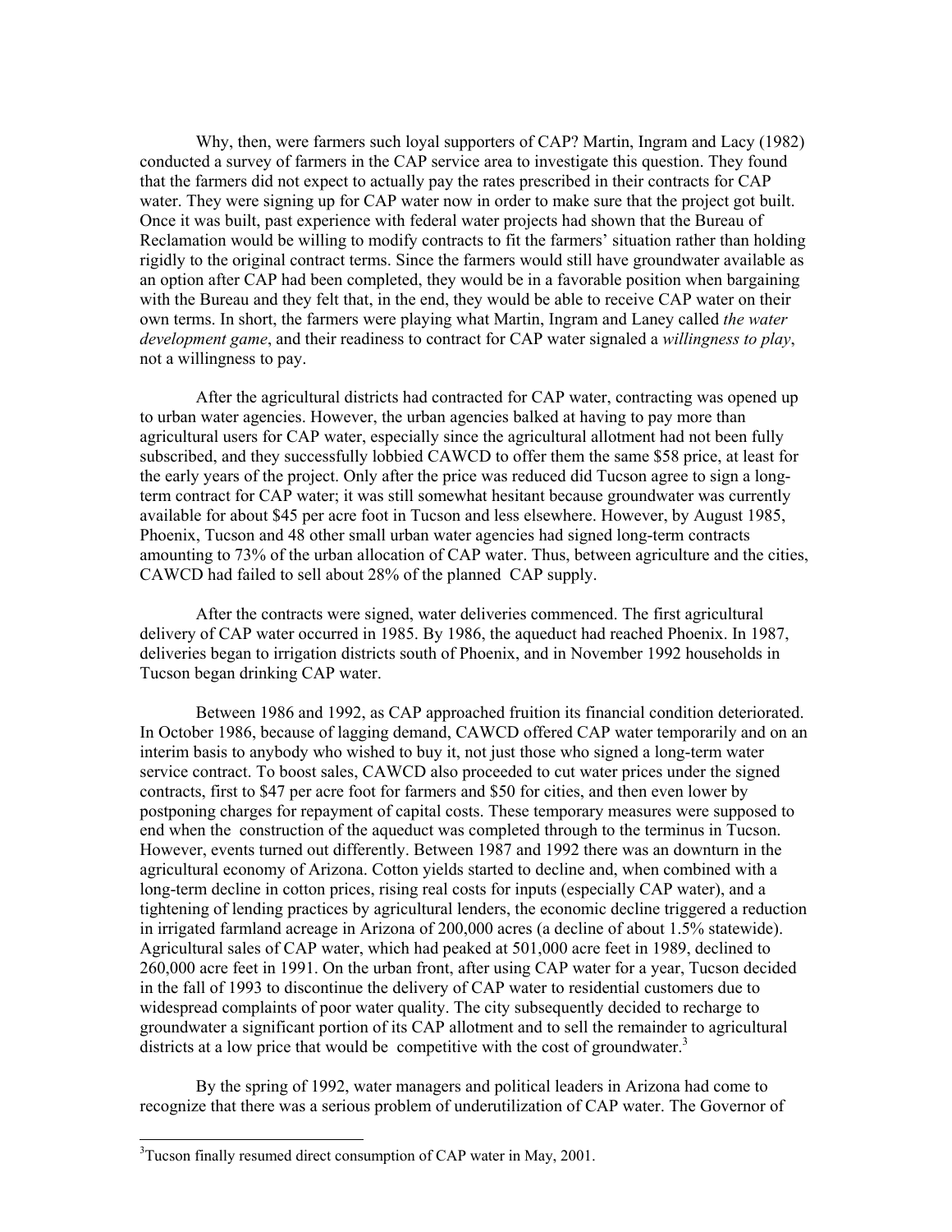Why, then, were farmers such loyal supporters of CAP? Martin, Ingram and Lacy (1982) conducted a survey of farmers in the CAP service area to investigate this question. They found that the farmers did not expect to actually pay the rates prescribed in their contracts for CAP water. They were signing up for CAP water now in order to make sure that the project got built. Once it was built, past experience with federal water projects had shown that the Bureau of Reclamation would be willing to modify contracts to fit the farmers' situation rather than holding rigidly to the original contract terms. Since the farmers would still have groundwater available as an option after CAP had been completed, they would be in a favorable position when bargaining with the Bureau and they felt that, in the end, they would be able to receive CAP water on their own terms. In short, the farmers were playing what Martin, Ingram and Laney called *the water development game*, and their readiness to contract for CAP water signaled a *willingness to play*, not a willingness to pay.

After the agricultural districts had contracted for CAP water, contracting was opened up to urban water agencies. However, the urban agencies balked at having to pay more than agricultural users for CAP water, especially since the agricultural allotment had not been fully subscribed, and they successfully lobbied CAWCD to offer them the same $58 price, at least for the early years of the project. Only after the price was reduced did Tucson agree to sign a long-term contract for CAP water; it was still somewhat hesitant because groundwater was currently available for about $45 per acre foot in Tucson and less elsewhere. However, by August 1985, Phoenix, Tucson and 48 other small urban water agencies had signed long-term contracts amounting to 73% of the urban allocation of CAP water. Thus, between agriculture and the cities, CAWCD had failed to sell about 28% of the planned CAP supply.

After the contracts were signed, water deliveries commenced. The first agricultural delivery of CAP water occurred in 1985. By 1986, the aqueduct had reached Phoenix. In 1987, deliveries began to irrigation districts south of Phoenix, and in November 1992 households in Tucson began drinking CAP water.

Between 1986 and 1992, as CAP approached fruition its financial condition deteriorated. In October 1986, because of lagging demand, CAWCD offered CAP water temporarily and on an interim basis to anybody who wished to buy it, not just those who signed a long-term water service contract. To boost sales, CAWCD also proceeded to cut water prices under the signed contracts, first to $47 per acre foot for farmers and $50 for cities, and then even lower by postponing charges for repayment of capital costs. These temporary measures were supposed to end when the construction of the aqueduct was completed through to the terminus in Tucson. However, events turned out differently. Between 1987 and 1992 there was an downturn in the agricultural economy of Arizona. Cotton yields started to decline and, when combined with a long-term decline in cotton prices, rising real costs for inputs (especially CAP water), and a tightening of lending practices by agricultural lenders, the economic decline triggered a reduction in irrigated farmland acreage in Arizona of 200,000 acres (a decline of about 1.5% statewide). Agricultural sales of CAP water, which had peaked at 501,000 acre feet in 1989, declined to 260,000 acre feet in 1991. On the urban front, after using CAP water for a year, Tucson decided in the fall of 1993 to discontinue the delivery of CAP water to residential customers due to widespread complaints of poor water quality. The city subsequently decided to recharge to groundwater a significant portion of its CAP allotment and to sell the remainder to agricultural districts at a low price that would be competitive with the cost of groundwater.[3]

By the spring of 1992, water managers and political leaders in Arizona had come to recognize that there was a serious problem of underutilization of CAP water. The Governor of

---

[3]Tucson finally resumed direct consumption of CAP water in May, 2001.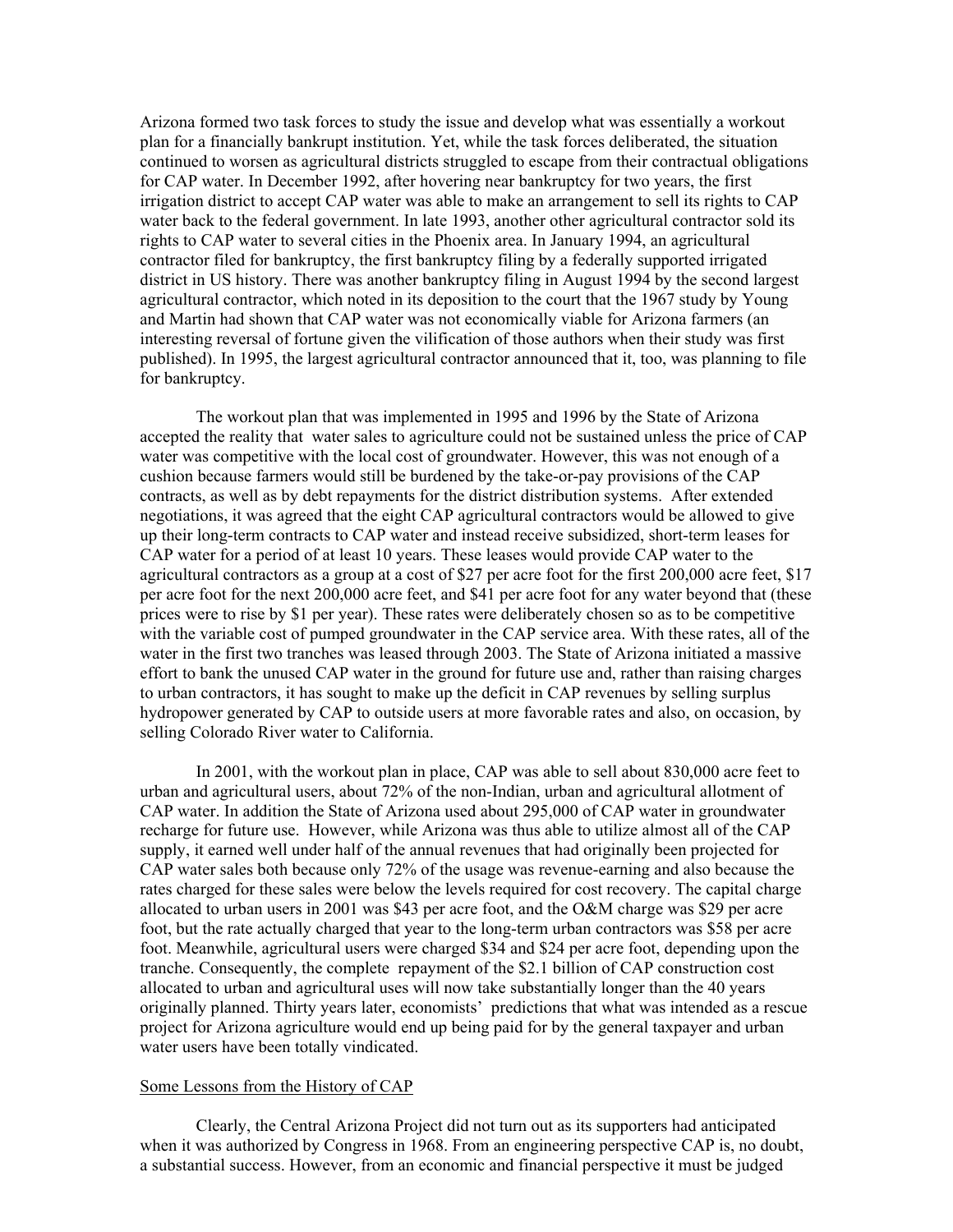Arizona formed two task forces to study the issue and develop what was essentially a workout plan for a financially bankrupt institution. Yet, while the task forces deliberated, the situation continued to worsen as agricultural districts struggled to escape from their contractual obligations for CAP water. In December 1992, after hovering near bankruptcy for two years, the first irrigation district to accept CAP water was able to make an arrangement to sell its rights to CAP water back to the federal government. In late 1993, another other agricultural contractor sold its rights to CAP water to several cities in the Phoenix area. In January 1994, an agricultural contractor filed for bankruptcy, the first bankruptcy filing by a federally supported irrigated district in US history. There was another bankruptcy filing in August 1994 by the second largest agricultural contractor, which noted in its deposition to the court that the 1967 study by Young and Martin had shown that CAP water was not economically viable for Arizona farmers (an interesting reversal of fortune given the vilification of those authors when their study was first published). In 1995, the largest agricultural contractor announced that it, too, was planning to file for bankruptcy.

The workout plan that was implemented in 1995 and 1996 by the State of Arizona accepted the reality that water sales to agriculture could not be sustained unless the price of CAP water was competitive with the local cost of groundwater. However, this was not enough of a cushion because farmers would still be burdened by the take-or-pay provisions of the CAP contracts, as well as by debt repayments for the district distribution systems. After extended negotiations, it was agreed that the eight CAP agricultural contractors would be allowed to give up their long-term contracts to CAP water and instead receive subsidized, short-term leases for CAP water for a period of at least 10 years. These leases would provide CAP water to the agricultural contractors as a group at a cost of $27 per acre foot for the first 200,000 acre feet, $17 per acre foot for the next 200,000 acre feet, and $41 per acre foot for any water beyond that (these prices were to rise by $1 per year). These rates were deliberately chosen so as to be competitive with the variable cost of pumped groundwater in the CAP service area. With these rates, all of the water in the first two tranches was leased through 2003. The State of Arizona initiated a massive effort to bank the unused CAP water in the ground for future use and, rather than raising charges to urban contractors, it has sought to make up the deficit in CAP revenues by selling surplus hydropower generated by CAP to outside users at more favorable rates and also, on occasion, by selling Colorado River water to California.

In 2001, with the workout plan in place, CAP was able to sell about 830,000 acre feet to urban and agricultural users, about 72% of the non-Indian, urban and agricultural allotment of CAP water. In addition the State of Arizona used about 295,000 of CAP water in groundwater recharge for future use. However, while Arizona was thus able to utilize almost all of the CAP supply, it earned well under half of the annual revenues that had originally been projected for CAP water sales both because only 72% of the usage was revenue-earning and also because the rates charged for these sales were below the levels required for cost recovery. The capital charge allocated to urban users in 2001 was $43 per acre foot, and the O&M charge was $29 per acre foot, but the rate actually charged that year to the long-term urban contractors was $58 per acre foot. Meanwhile, agricultural users were charged $34 and $24 per acre foot, depending upon the tranche. Consequently, the complete repayment of the $2.1 billion of CAP construction cost allocated to urban and agricultural uses will now take substantially longer than the 40 years originally planned. Thirty years later, economists' predictions that what was intended as a rescue project for Arizona agriculture would end up being paid for by the general taxpayer and urban water users have been totally vindicated.

## Some Lessons from the History of CAP

Clearly, the Central Arizona Project did not turn out as its supporters had anticipated when it was authorized by Congress in 1968. From an engineering perspective CAP is, no doubt, a substantial success. However, from an economic and financial perspective it must be judged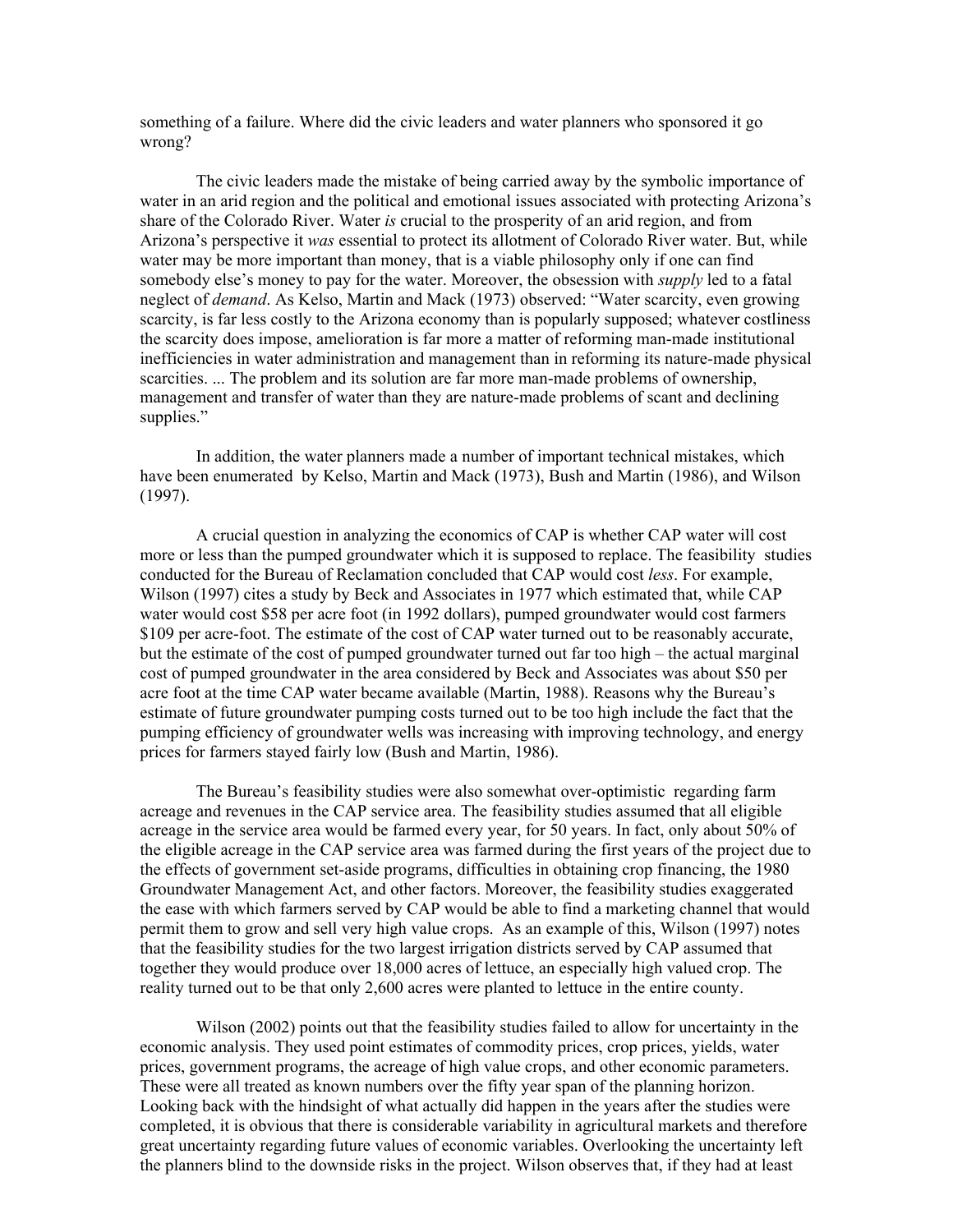something of a failure. Where did the civic leaders and water planners who sponsored it go wrong?

The civic leaders made the mistake of being carried away by the symbolic importance of water in an arid region and the political and emotional issues associated with protecting Arizona's share of the Colorado River. Water *is* crucial to the prosperity of an arid region, and from Arizona's perspective it *was* essential to protect its allotment of Colorado River water. But, while water may be more important than money, that is a viable philosophy only if one can find somebody else's money to pay for the water. Moreover, the obsession with *supply* led to a fatal neglect of *demand*. As Kelso, Martin and Mack (1973) observed: "Water scarcity, even growing scarcity, is far less costly to the Arizona economy than is popularly supposed; whatever costliness the scarcity does impose, amelioration is far more a matter of reforming man-made institutional inefficiencies in water administration and management than in reforming its nature-made physical scarcities. ... The problem and its solution are far more man-made problems of ownership, management and transfer of water than they are nature-made problems of scant and declining supplies."

In addition, the water planners made a number of important technical mistakes, which have been enumerated by Kelso, Martin and Mack (1973), Bush and Martin (1986), and Wilson (1997).

A crucial question in analyzing the economics of CAP is whether CAP water will cost more or less than the pumped groundwater which it is supposed to replace. The feasibility studies conducted for the Bureau of Reclamation concluded that CAP would cost *less*. For example, Wilson (1997) cites a study by Beck and Associates in 1977 which estimated that, while CAP water would cost \$58 per acre foot (in 1992 dollars), pumped groundwater would cost farmers \$109 per acre-foot. The estimate of the cost of CAP water turned out to be reasonably accurate, but the estimate of the cost of pumped groundwater turned out far too high – the actual marginal cost of pumped groundwater in the area considered by Beck and Associates was about \$50 per acre foot at the time CAP water became available (Martin, 1988). Reasons why the Bureau's estimate of future groundwater pumping costs turned out to be too high include the fact that the pumping efficiency of groundwater wells was increasing with improving technology, and energy prices for farmers stayed fairly low (Bush and Martin, 1986).

The Bureau's feasibility studies were also somewhat over-optimistic regarding farm acreage and revenues in the CAP service area. The feasibility studies assumed that all eligible acreage in the service area would be farmed every year, for 50 years. In fact, only about 50% of the eligible acreage in the CAP service area was farmed during the first years of the project due to the effects of government set-aside programs, difficulties in obtaining crop financing, the 1980 Groundwater Management Act, and other factors. Moreover, the feasibility studies exaggerated the ease with which farmers served by CAP would be able to find a marketing channel that would permit them to grow and sell very high value crops. As an example of this, Wilson (1997) notes that the feasibility studies for the two largest irrigation districts served by CAP assumed that together they would produce over 18,000 acres of lettuce, an especially high valued crop. The reality turned out to be that only 2,600 acres were planted to lettuce in the entire county.

Wilson (2002) points out that the feasibility studies failed to allow for uncertainty in the economic analysis. They used point estimates of commodity prices, crop prices, yields, water prices, government programs, the acreage of high value crops, and other economic parameters. These were all treated as known numbers over the fifty year span of the planning horizon. Looking back with the hindsight of what actually did happen in the years after the studies were completed, it is obvious that there is considerable variability in agricultural markets and therefore great uncertainty regarding future values of economic variables. Overlooking the uncertainty left the planners blind to the downside risks in the project. Wilson observes that, if they had at least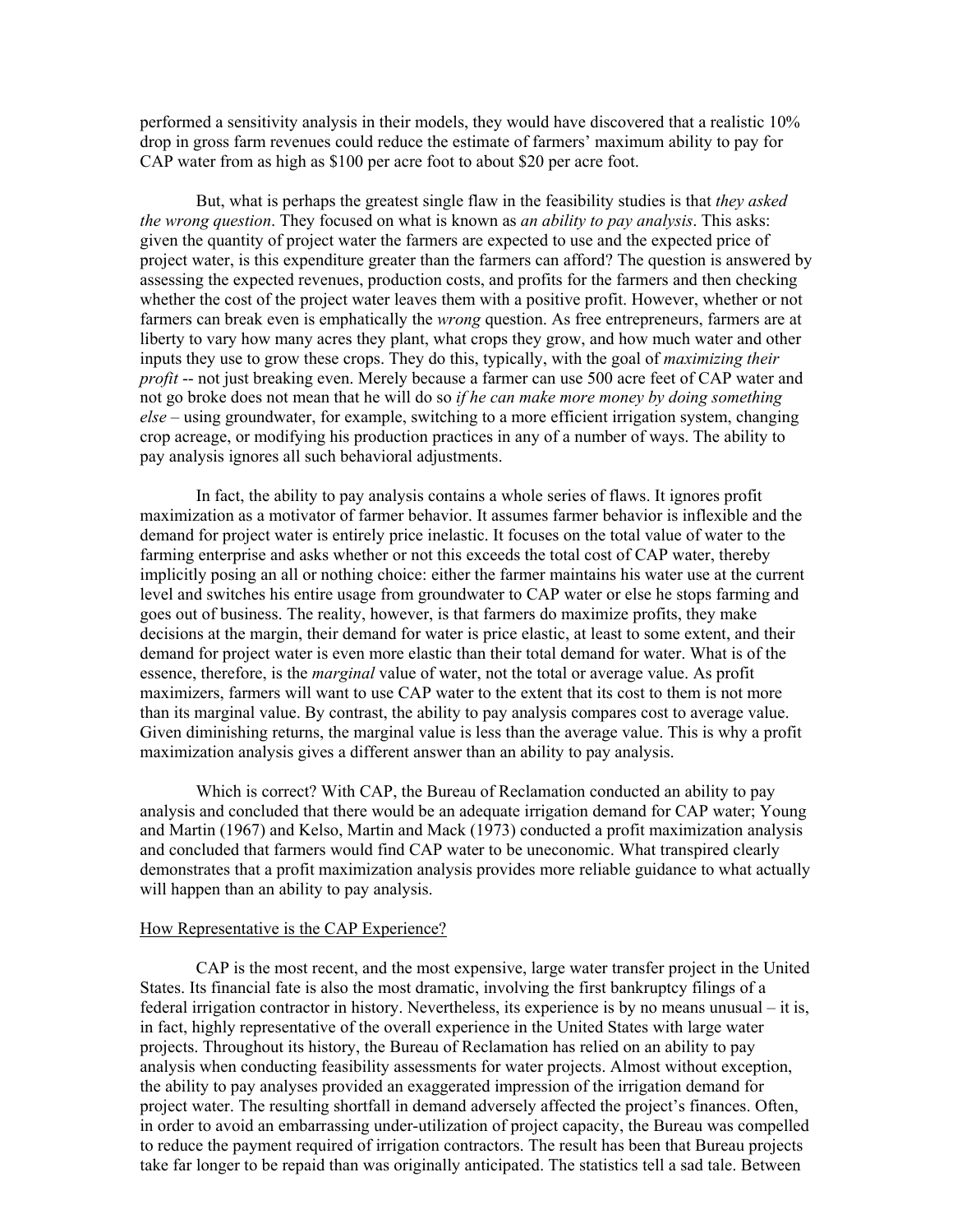performed a sensitivity analysis in their models, they would have discovered that a realistic 10% drop in gross farm revenues could reduce the estimate of farmers' maximum ability to pay for CAP water from as high as $100 per acre foot to about $20 per acre foot.

But, what is perhaps the greatest single flaw in the feasibility studies is that *they asked the wrong question*. They focused on what is known as *an ability to pay analysis*. This asks: given the quantity of project water the farmers are expected to use and the expected price of project water, is this expenditure greater than the farmers can afford? The question is answered by assessing the expected revenues, production costs, and profits for the farmers and then checking whether the cost of the project water leaves them with a positive profit. However, whether or not farmers can break even is emphatically the *wrong* question. As free entrepreneurs, farmers are at liberty to vary how many acres they plant, what crops they grow, and how much water and other inputs they use to grow these crops. They do this, typically, with the goal of *maximizing their profit* -- not just breaking even. Merely because a farmer can use 500 acre feet of CAP water and not go broke does not mean that he will do so *if he can make more money by doing something else* – using groundwater, for example, switching to a more efficient irrigation system, changing crop acreage, or modifying his production practices in any of a number of ways. The ability to pay analysis ignores all such behavioral adjustments.

In fact, the ability to pay analysis contains a whole series of flaws. It ignores profit maximization as a motivator of farmer behavior. It assumes farmer behavior is inflexible and the demand for project water is entirely price inelastic. It focuses on the total value of water to the farming enterprise and asks whether or not this exceeds the total cost of CAP water, thereby implicitly posing an all or nothing choice: either the farmer maintains his water use at the current level and switches his entire usage from groundwater to CAP water or else he stops farming and goes out of business. The reality, however, is that farmers do maximize profits, they make decisions at the margin, their demand for water is price elastic, at least to some extent, and their demand for project water is even more elastic than their total demand for water. What is of the essence, therefore, is the *marginal* value of water, not the total or average value. As profit maximizers, farmers will want to use CAP water to the extent that its cost to them is not more than its marginal value. By contrast, the ability to pay analysis compares cost to average value. Given diminishing returns, the marginal value is less than the average value. This is why a profit maximization analysis gives a different answer than an ability to pay analysis.

Which is correct? With CAP, the Bureau of Reclamation conducted an ability to pay analysis and concluded that there would be an adequate irrigation demand for CAP water; Young and Martin (1967) and Kelso, Martin and Mack (1973) conducted a profit maximization analysis and concluded that farmers would find CAP water to be uneconomic. What transpired clearly demonstrates that a profit maximization analysis provides more reliable guidance to what actually will happen than an ability to pay analysis.

## How Representative is the CAP Experience?

CAP is the most recent, and the most expensive, large water transfer project in the United States. Its financial fate is also the most dramatic, involving the first bankruptcy filings of a federal irrigation contractor in history. Nevertheless, its experience is by no means unusual – it is, in fact, highly representative of the overall experience in the United States with large water projects. Throughout its history, the Bureau of Reclamation has relied on an ability to pay analysis when conducting feasibility assessments for water projects. Almost without exception, the ability to pay analyses provided an exaggerated impression of the irrigation demand for project water. The resulting shortfall in demand adversely affected the project's finances. Often, in order to avoid an embarrassing under-utilization of project capacity, the Bureau was compelled to reduce the payment required of irrigation contractors. The result has been that Bureau projects take far longer to be repaid than was originally anticipated. The statistics tell a sad tale. Between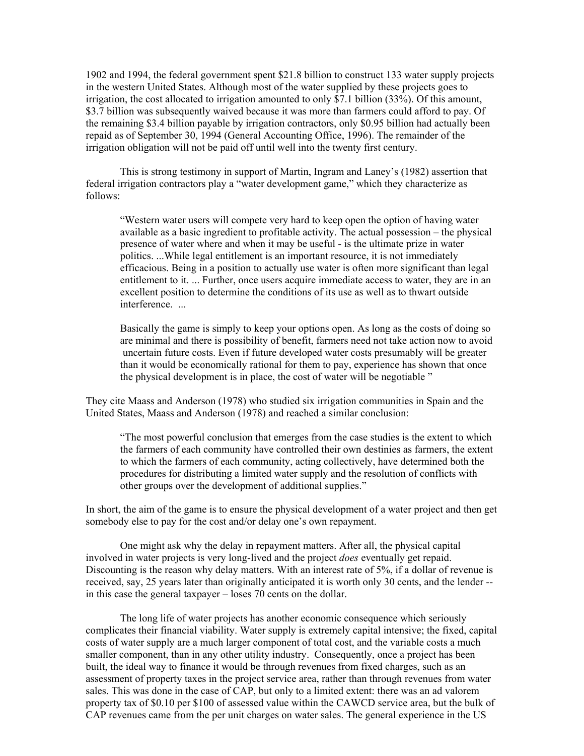1902 and 1994, the federal government spent $21.8 billion to construct 133 water supply projects in the western United States. Although most of the water supplied by these projects goes to irrigation, the cost allocated to irrigation amounted to only $7.1 billion (33%). Of this amount, $3.7 billion was subsequently waived because it was more than farmers could afford to pay. Of the remaining $3.4 billion payable by irrigation contractors, only $0.95 billion had actually been repaid as of September 30, 1994 (General Accounting Office, 1996). The remainder of the irrigation obligation will not be paid off until well into the twenty first century.

This is strong testimony in support of Martin, Ingram and Laney's (1982) assertion that federal irrigation contractors play a "water development game," which they characterize as follows:

> "Western water users will compete very hard to keep open the option of having water available as a basic ingredient to profitable activity. The actual possession – the physical presence of water where and when it may be useful - is the ultimate prize in water politics. ...While legal entitlement is an important resource, it is not immediately efficacious. Being in a position to actually use water is often more significant than legal entitlement to it. ... Further, once users acquire immediate access to water, they are in an excellent position to determine the conditions of its use as well as to thwart outside interference. ...
>
> Basically the game is simply to keep your options open. As long as the costs of doing so are minimal and there is possibility of benefit, farmers need not take action now to avoid uncertain future costs. Even if future developed water costs presumably will be greater than it would be economically rational for them to pay, experience has shown that once the physical development is in place, the cost of water will be negotiable "

They cite Maass and Anderson (1978) who studied six irrigation communities in Spain and the United States, Maass and Anderson (1978) and reached a similar conclusion:

> "The most powerful conclusion that emerges from the case studies is the extent to which the farmers of each community have controlled their own destinies as farmers, the extent to which the farmers of each community, acting collectively, have determined both the procedures for distributing a limited water supply and the resolution of conflicts with other groups over the development of additional supplies."

In short, the aim of the game is to ensure the physical development of a water project and then get somebody else to pay for the cost and/or delay one's own repayment.

One might ask why the delay in repayment matters. After all, the physical capital involved in water projects is very long-lived and the project *does* eventually get repaid. Discounting is the reason why delay matters. With an interest rate of 5%, if a dollar of revenue is received, say, 25 years later than originally anticipated it is worth only 30 cents, and the lender -- in this case the general taxpayer – loses 70 cents on the dollar.

The long life of water projects has another economic consequence which seriously complicates their financial viability. Water supply is extremely capital intensive; the fixed, capital costs of water supply are a much larger component of total cost, and the variable costs a much smaller component, than in any other utility industry. Consequently, once a project has been built, the ideal way to finance it would be through revenues from fixed charges, such as an assessment of property taxes in the project service area, rather than through revenues from water sales. This was done in the case of CAP, but only to a limited extent: there was an ad valorem property tax of $0.10 per $100 of assessed value within the CAWCD service area, but the bulk of CAP revenues came from the per unit charges on water sales. The general experience in the US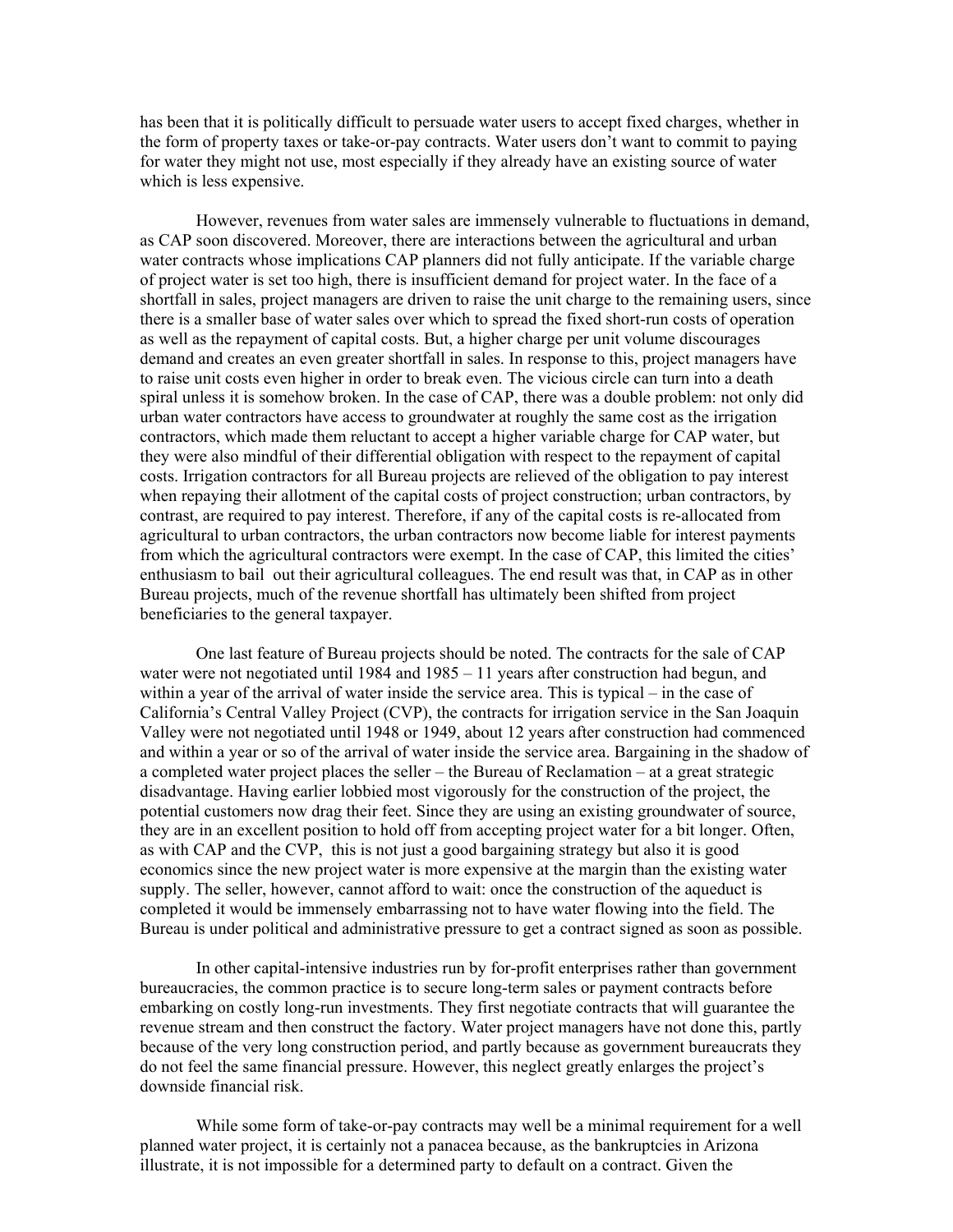has been that it is politically difficult to persuade water users to accept fixed charges, whether in the form of property taxes or take-or-pay contracts. Water users don't want to commit to paying for water they might not use, most especially if they already have an existing source of water which is less expensive.

However, revenues from water sales are immensely vulnerable to fluctuations in demand, as CAP soon discovered. Moreover, there are interactions between the agricultural and urban water contracts whose implications CAP planners did not fully anticipate. If the variable charge of project water is set too high, there is insufficient demand for project water. In the face of a shortfall in sales, project managers are driven to raise the unit charge to the remaining users, since there is a smaller base of water sales over which to spread the fixed short-run costs of operation as well as the repayment of capital costs. But, a higher charge per unit volume discourages demand and creates an even greater shortfall in sales. In response to this, project managers have to raise unit costs even higher in order to break even. The vicious circle can turn into a death spiral unless it is somehow broken. In the case of CAP, there was a double problem: not only did urban water contractors have access to groundwater at roughly the same cost as the irrigation contractors, which made them reluctant to accept a higher variable charge for CAP water, but they were also mindful of their differential obligation with respect to the repayment of capital costs. Irrigation contractors for all Bureau projects are relieved of the obligation to pay interest when repaying their allotment of the capital costs of project construction; urban contractors, by contrast, are required to pay interest. Therefore, if any of the capital costs is re-allocated from agricultural to urban contractors, the urban contractors now become liable for interest payments from which the agricultural contractors were exempt. In the case of CAP, this limited the cities' enthusiasm to bail out their agricultural colleagues. The end result was that, in CAP as in other Bureau projects, much of the revenue shortfall has ultimately been shifted from project beneficiaries to the general taxpayer.

One last feature of Bureau projects should be noted. The contracts for the sale of CAP water were not negotiated until 1984 and 1985 – 11 years after construction had begun, and within a year of the arrival of water inside the service area. This is typical – in the case of California's Central Valley Project (CVP), the contracts for irrigation service in the San Joaquin Valley were not negotiated until 1948 or 1949, about 12 years after construction had commenced and within a year or so of the arrival of water inside the service area. Bargaining in the shadow of a completed water project places the seller – the Bureau of Reclamation – at a great strategic disadvantage. Having earlier lobbied most vigorously for the construction of the project, the potential customers now drag their feet. Since they are using an existing groundwater of source, they are in an excellent position to hold off from accepting project water for a bit longer. Often, as with CAP and the CVP, this is not just a good bargaining strategy but also it is good economics since the new project water is more expensive at the margin than the existing water supply. The seller, however, cannot afford to wait: once the construction of the aqueduct is completed it would be immensely embarrassing not to have water flowing into the field. The Bureau is under political and administrative pressure to get a contract signed as soon as possible.

In other capital-intensive industries run by for-profit enterprises rather than government bureaucracies, the common practice is to secure long-term sales or payment contracts before embarking on costly long-run investments. They first negotiate contracts that will guarantee the revenue stream and then construct the factory. Water project managers have not done this, partly because of the very long construction period, and partly because as government bureaucrats they do not feel the same financial pressure. However, this neglect greatly enlarges the project's downside financial risk.

While some form of take-or-pay contracts may well be a minimal requirement for a well planned water project, it is certainly not a panacea because, as the bankruptcies in Arizona illustrate, it is not impossible for a determined party to default on a contract. Given the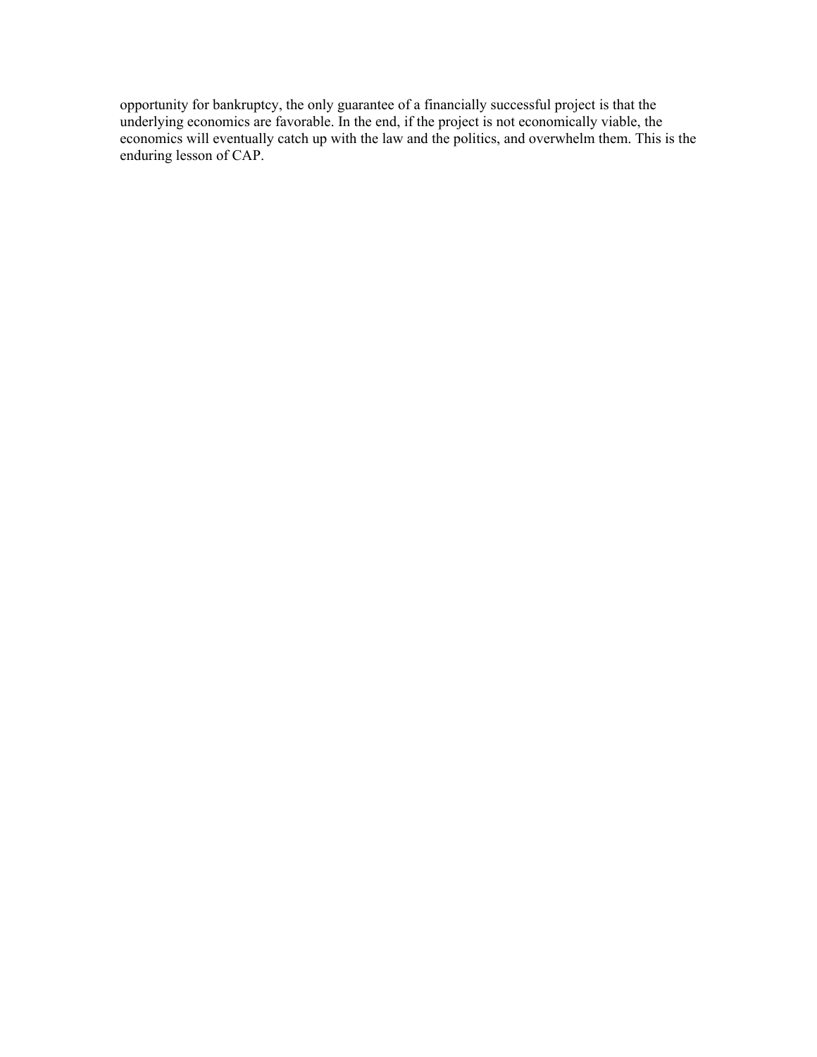opportunity for bankruptcy, the only guarantee of a financially successful project is that the underlying economics are favorable. In the end, if the project is not economically viable, the economics will eventually catch up with the law and the politics, and overwhelm them. This is the enduring lesson of CAP.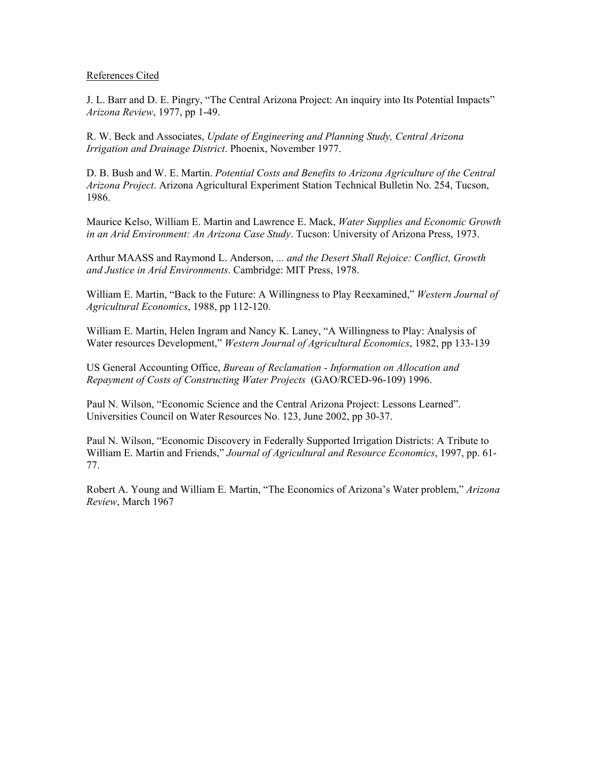References Cited

J. L. Barr and D. E. Pingry, "The Central Arizona Project: An inquiry into Its Potential Impacts" *Arizona Review*, 1977, pp 1-49.

R. W. Beck and Associates, *Update of Engineering and Planning Study, Central Arizona Irrigation and Drainage District*. Phoenix, November 1977.

D. B. Bush and W. E. Martin. *Potential Costs and Benefits to Arizona Agriculture of the Central Arizona Project*. Arizona Agricultural Experiment Station Technical Bulletin No. 254, Tucson, 1986.

Maurice Kelso, William E. Martin and Lawrence E. Mack, *Water Supplies and Economic Growth in an Arid Environment: An Arizona Case Study*. Tucson: University of Arizona Press, 1973.

Arthur MAASS and Raymond L. Anderson, *... and the Desert Shall Rejoice: Conflict, Growth and Justice in Arid Environments*. Cambridge: MIT Press, 1978.

William E. Martin, "Back to the Future: A Willingness to Play Reexamined," *Western Journal of Agricultural Economics*, 1988, pp 112-120.

William E. Martin, Helen Ingram and Nancy K. Laney, "A Willingness to Play: Analysis of Water resources Development," *Western Journal of Agricultural Economics*, 1982, pp 133-139

US General Accounting Office, *Bureau of Reclamation - Information on Allocation and Repayment of Costs of Constructing Water Projects* (GAO/RCED-96-109) 1996.

Paul N. Wilson, "Economic Science and the Central Arizona Project: Lessons Learned". Universities Council on Water Resources No. 123, June 2002, pp 30-37.

Paul N. Wilson, "Economic Discovery in Federally Supported Irrigation Districts: A Tribute to William E. Martin and Friends," *Journal of Agricultural and Resource Economics*, 1997, pp. 61-77.

Robert A. Young and William E. Martin, "The Economics of Arizona's Water problem," *Arizona Review*, March 1967